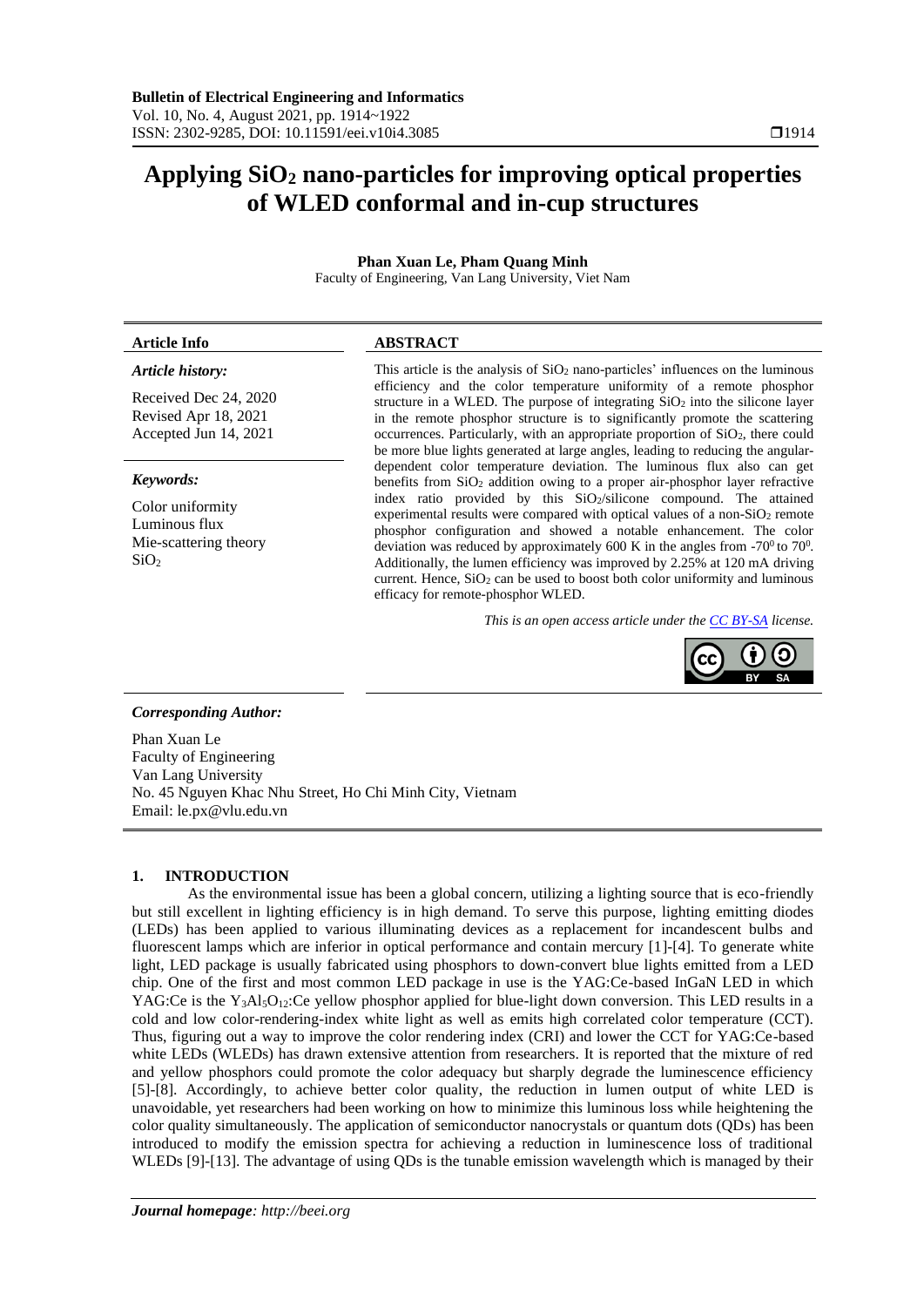# Applying $SiO_2$ nano-particles for improving optical properties of WLED conformal and in-cup structures

**Phan Xuan Le, Pham Quang Minh**

Faculty of Engineering, Van Lang University, Viet Nam

| Article Info | ABSTRACT |
|---|---|
| ***Article history:*** Received Dec 24, 2020; Revised Apr 18, 2021; Accepted Jun 14, 2021 | This article is the analysis of $SiO_2$ nano-particles' influences on the luminous efficiency and the color temperature uniformity of a remote phosphor structure in a WLED. The purpose of integrating $SiO_2$ into the silicone layer in the remote phosphor structure is to significantly promote the scattering occurrences. Particularly, with an appropriate proportion of $SiO_2$, there could be more blue lights generated at large angles, leading to reducing the angular-dependent color temperature deviation. The luminous flux also can get benefits from $SiO_2$ addition owing to a proper air-phosphor layer refractive index ratio provided by this $SiO_2$/silicone compound. The attained experimental results were compared with optical values of a non-$SiO_2$ remote phosphor configuration and showed a notable enhancement. The color deviation was reduced by approximately 600 K in the angles from $-70^0$ to $70^0$. Additionally, the lumen efficiency was improved by 2.25% at 120 mA driving current. Hence, $SiO_2$ can be used to boost both color uniformity and luminous efficacy for remote-phosphor WLED. |
| ***Keywords:*** Color uniformity; Luminous flux; Mie-scattering theory; $SiO_2$ | |

*This is an open access article under the CC BY-SA license.*

***Corresponding Author:***

Phan Xuan Le
Faculty of Engineering
Van Lang University
No. 45 Nguyen Khac Nhu Street, Ho Chi Minh City, Vietnam
Email: le.px@vlu.edu.vn

## 1. INTRODUCTION

As the environmental issue has been a global concern, utilizing a lighting source that is eco-friendly but still excellent in lighting efficiency is in high demand. To serve this purpose, lighting emitting diodes (LEDs) has been applied to various illuminating devices as a replacement for incandescent bulbs and fluorescent lamps which are inferior in optical performance and contain mercury [1]-[4]. To generate white light, LED package is usually fabricated using phosphors to down-convert blue lights emitted from a LED chip. One of the first and most common LED package in use is the YAG:Ce-based InGaN LED in which YAG:Ce is the $Y_3Al_5O_{12}$:Ce yellow phosphor applied for blue-light down conversion. This LED results in a cold and low color-rendering-index white light as well as emits high correlated color temperature (CCT). Thus, figuring out a way to improve the color rendering index (CRI) and lower the CCT for YAG:Ce-based white LEDs (WLEDs) has drawn extensive attention from researchers. It is reported that the mixture of red and yellow phosphors could promote the color adequacy but sharply degrade the luminescence efficiency [5]-[8]. Accordingly, to achieve better color quality, the reduction in lumen output of white LED is unavoidable, yet researchers had been working on how to minimize this luminous loss while heightening the color quality simultaneously. The application of semiconductor nanocrystals or quantum dots (QDs) has been introduced to modify the emission spectra for achieving a reduction in luminescence loss of traditional WLEDs [9]-[13]. The advantage of using QDs is the tunable emission wavelength which is managed by their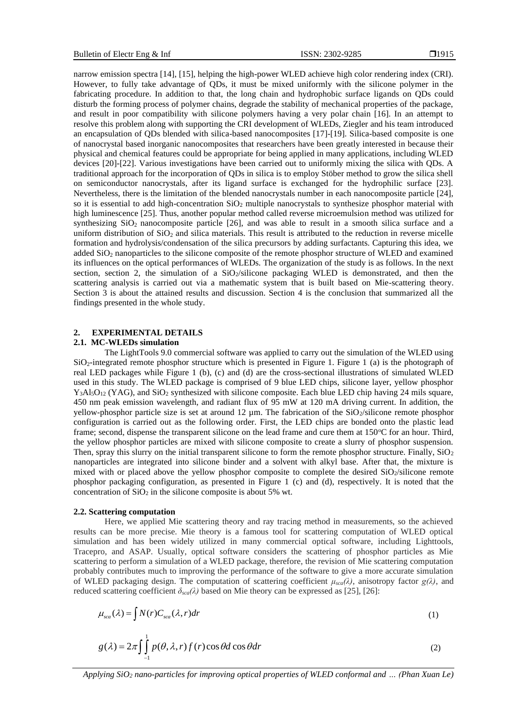narrow emission spectra [14], [15], helping the high-power WLED achieve high color rendering index (CRI). However, to fully take advantage of QDs, it must be mixed uniformly with the silicone polymer in the fabricating procedure. In addition to that, the long chain and hydrophobic surface ligands on QDs could disturb the forming process of polymer chains, degrade the stability of mechanical properties of the package, and result in poor compatibility with silicone polymers having a very polar chain [16]. In an attempt to resolve this problem along with supporting the CRI development of WLEDs, Ziegler and his team introduced an encapsulation of QDs blended with silica-based nanocomposites [17]-[19]. Silica-based composite is one of nanocrystal based inorganic nanocomposites that researchers have been greatly interested in because their physical and chemical features could be appropriate for being applied in many applications, including WLED devices [20]-[22]. Various investigations have been carried out to uniformly mixing the silica with QDs. A traditional approach for the incorporation of QDs in silica is to employ Stöber method to grow the silica shell on semiconductor nanocrystals, after its ligand surface is exchanged for the hydrophilic surface [23]. Nevertheless, there is the limitation of the blended nanocrystals number in each nanocomposite particle [24], so it is essential to add high-concentration $SiO_2$ multiple nanocrystals to synthesize phosphor material with high luminescence [25]. Thus, another popular method called reverse microemulsion method was utilized for synthesizing $SiO_2$ nanocomposite particle [26], and was able to result in a smooth silica surface and a uniform distribution of $SiO_2$ and silica materials. This result is attributed to the reduction in reverse micelle formation and hydrolysis/condensation of the silica precursors by adding surfactants. Capturing this idea, we added $SiO_2$ nanoparticles to the silicone composite of the remote phosphor structure of WLED and examined its influences on the optical performances of WLEDs. The organization of the study is as follows. In the next section, section 2, the simulation of a $SiO_2$/silicone packaging WLED is demonstrated, and then the scattering analysis is carried out via a mathematic system that is built based on Mie-scattering theory. Section 3 is about the attained results and discussion. Section 4 is the conclusion that summarized all the findings presented in the whole study.

## 2. EXPERIMENTAL DETAILS

### 2.1. MC-WLEDs simulation

The LightTools 9.0 commercial software was applied to carry out the simulation of the WLED using $SiO_2$-integrated remote phosphor structure which is presented in Figure 1. Figure 1 (a) is the photograph of real LED packages while Figure 1 (b), (c) and (d) are the cross-sectional illustrations of simulated WLED used in this study. The WLED package is comprised of 9 blue LED chips, silicone layer, yellow phosphor $Y_3Al_5O_{12}$ (YAG), and $SiO_2$ synthesized with silicone composite. Each blue LED chip having 24 mils square, 450 nm peak emission wavelength, and radiant flux of 95 mW at 120 mA driving current. In addition, the yellow-phosphor particle size is set at around 12 µm. The fabrication of the $SiO_2$/silicone remote phosphor configuration is carried out as the following order. First, the LED chips are bonded onto the plastic lead frame; second, dispense the transparent silicone on the lead frame and cure them at 150°C for an hour. Third, the yellow phosphor particles are mixed with silicone composite to create a slurry of phosphor suspension. Then, spray this slurry on the initial transparent silicone to form the remote phosphor structure. Finally, $SiO_2$ nanoparticles are integrated into silicone binder and a solvent with alkyl base. After that, the mixture is mixed with or placed above the yellow phosphor composite to complete the desired $SiO_2$/silicone remote phosphor packaging configuration, as presented in Figure 1 (c) and (d), respectively. It is noted that the concentration of $SiO_2$ in the silicone composite is about 5% wt.

### 2.2. Scattering computation

Here, we applied Mie scattering theory and ray tracing method in measurements, so the achieved results can be more precise. Mie theory is a famous tool for scattering computation of WLED optical simulation and has been widely utilized in many commercial optical software, including Lighttools, Tracepro, and ASAP. Usually, optical software considers the scattering of phosphor particles as Mie scattering to perform a simulation of a WLED package, therefore, the revision of Mie scattering computation probably contributes much to improving the performance of the software to give a more accurate simulation of WLED packaging design. The computation of scattering coefficient $\mu_{sca}(\lambda)$, anisotropy factor $g(\lambda)$, and reduced scattering coefficient $\delta_{sca}(\lambda)$ based on Mie theory can be expressed as [25], [26]:

$$\mu_{sca}(\lambda) = \int N(r)C_{sca}(\lambda, r)dr \tag{1}$$

$$g(\lambda) = 2\pi \int \int_{-1}^{1} p(\theta, \lambda, r) f(r) \cos\theta d \cos\theta dr \tag{2}$$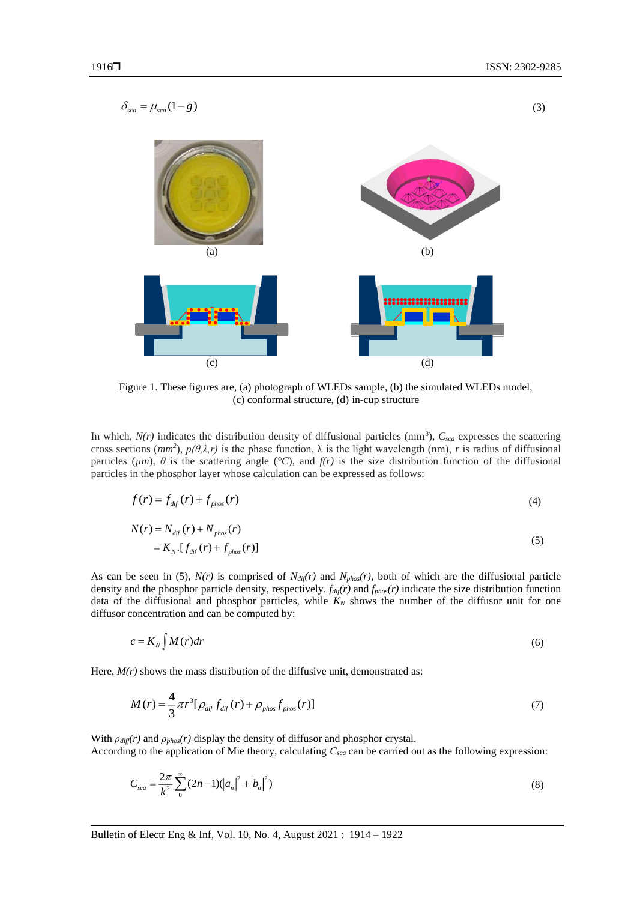$$\delta_{sca} = \mu_{sca}(1-g) \tag{3}$$

(a)

(b)

(c)

(d)

Figure 1. These figures are, (a) photograph of WLEDs sample, (b) the simulated WLEDs model, (c) conformal structure, (d) in-cup structure

In which, $N(r)$ indicates the distribution density of diffusional particles (mm$^3$), $C_{sca}$ expresses the scattering cross sections ($mm^2$), $p(\theta,\lambda,r)$ is the phase function, $\lambda$ is the light wavelength (nm), $r$ is radius of diffusional particles ($\mu m$), $\theta$ is the scattering angle (°$C$), and $f(r)$ is the size distribution function of the diffusional particles in the phosphor layer whose calculation can be expressed as follows:

$$f(r) = f_{dif}(r) + f_{phos}(r) \tag{4}$$

$$\begin{aligned} N(r) &= N_{dif}(r) + N_{phos}(r) \\ &= K_N.[f_{dif}(r) + f_{phos}(r)] \end{aligned} \tag{5}$$

As can be seen in (5), $N(r)$ is comprised of $N_{dif}(r)$ and $N_{phos}(r)$, both of which are the diffusional particle density and the phosphor particle density, respectively. $f_{dif}(r)$ and $f_{phos}(r)$ indicate the size distribution function data of the diffusional and phosphor particles, while $K_N$ shows the number of the diffusor unit for one diffusor concentration and can be computed by:

$$c = K_N \int M(r)dr \tag{6}$$

Here, $M(r)$ shows the mass distribution of the diffusive unit, demonstrated as:

$$M(r) = \frac{4}{3}\pi r^3[\rho_{dif} f_{dif}(r) + \rho_{phos} f_{phos}(r)] \tag{7}$$

With $\rho_{diff}(r)$ and $\rho_{phos}(r)$ display the density of diffusor and phosphor crystal.
According to the application of Mie theory, calculating $C_{sca}$ can be carried out as the following expression:

$$C_{sca} = \frac{2\pi}{k^2}\sum_{0}^{\infty}(2n-1)(|a_n|^2 + |b_n|^2) \tag{8}$$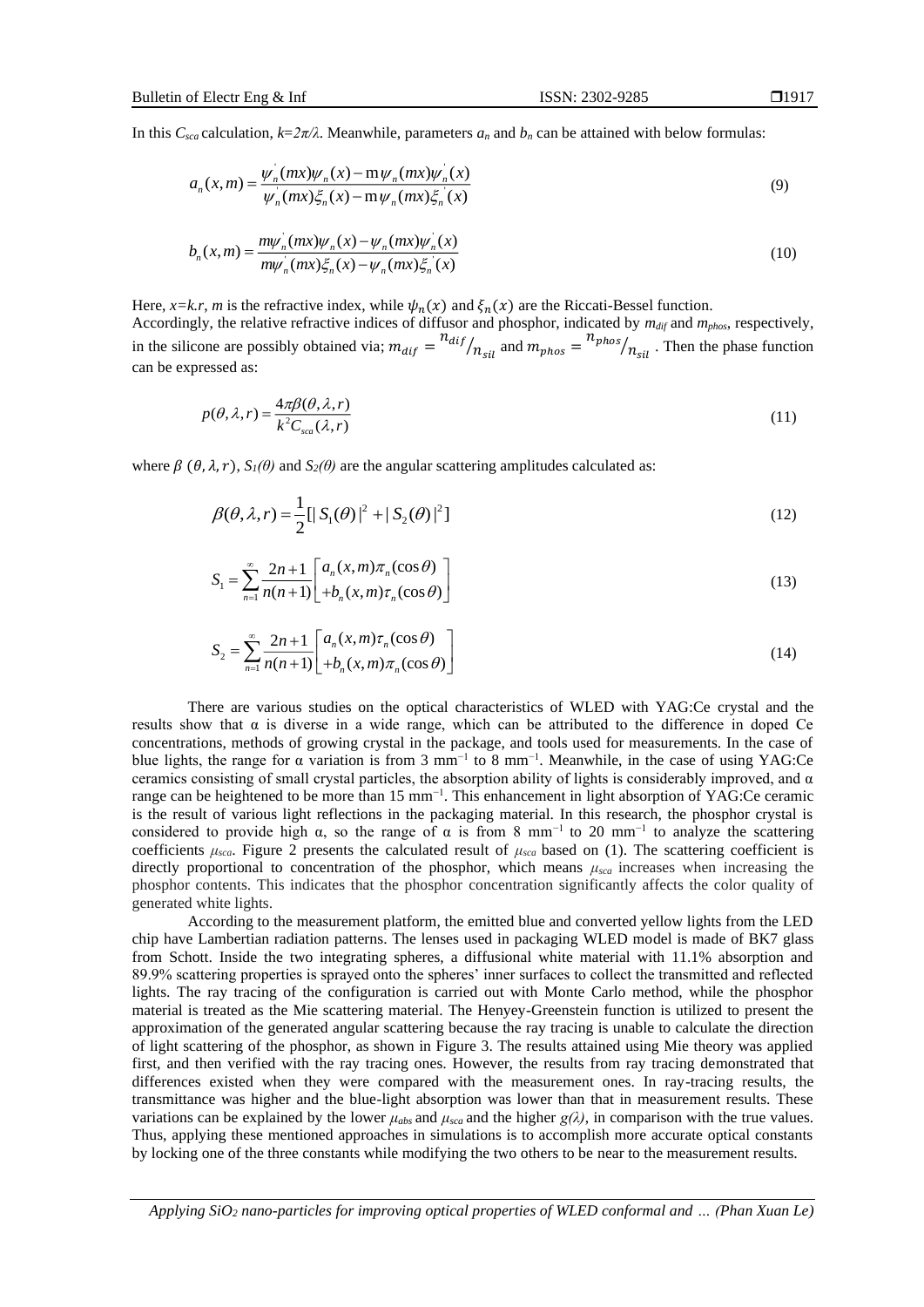In this $C_{sca}$ calculation, $k=2\pi/\lambda$. Meanwhile, parameters $a_n$ and $b_n$ can be attained with below formulas:

$$a_n(x,m) = \frac{\psi_n^{'}(mx)\psi_n(x) - m\psi_n(mx)\psi_n^{'}(x)}{\psi_n^{'}(mx)\xi_n(x) - m\psi_n(mx)\xi_n^{'}(x)} \tag{9}$$

$$b_n(x,m) = \frac{m\psi_n^{'}(mx)\psi_n(x) - \psi_n(mx)\psi_n^{'}(x)}{m\psi_n^{'}(mx)\xi_n(x) - \psi_n(mx)\xi_n^{'}(x)} \tag{10}$$

Here, $x=k.r$, $m$ is the refractive index, while $\psi_n(x)$ and $\xi_n(x)$ are the Riccati-Bessel function. Accordingly, the relative refractive indices of diffusor and phosphor, indicated by $m_{dif}$ and $m_{phos}$, respectively, in the silicone are possibly obtained via; $m_{dif} = {}^{n_{dif}}/_{n_{sil}}$ and $m_{phos} = {}^{n_{phos}}/_{n_{sil}}$. Then the phase function can be expressed as:

$$p(\theta,\lambda,r) = \frac{4\pi\beta(\theta,\lambda,r)}{k^2 C_{sca}(\lambda,r)} \tag{11}$$

where $\beta(\theta,\lambda,r)$, $S_1(\theta)$ and $S_2(\theta)$ are the angular scattering amplitudes calculated as:

$$\beta(\theta,\lambda,r) = \frac{1}{2}[|S_1(\theta)|^2 + |S_2(\theta)|^2] \tag{12}$$

$$S_1 = \sum_{n=1}^{\infty} \frac{2n+1}{n(n+1)} \begin{bmatrix} a_n(x,m)\pi_n(\cos\theta) \\ +b_n(x,m)\tau_n(\cos\theta) \end{bmatrix} \tag{13}$$

$$S_2 = \sum_{n=1}^{\infty} \frac{2n+1}{n(n+1)} \begin{bmatrix} a_n(x,m)\tau_n(\cos\theta) \\ +b_n(x,m)\pi_n(\cos\theta) \end{bmatrix} \tag{14}$$

There are various studies on the optical characteristics of WLED with YAG:Ce crystal and the results show that α is diverse in a wide range, which can be attributed to the difference in doped Ce concentrations, methods of growing crystal in the package, and tools used for measurements. In the case of blue lights, the range for α variation is from 3 $mm^{-1}$ to 8 $mm^{-1}$. Meanwhile, in the case of using YAG:Ce ceramics consisting of small crystal particles, the absorption ability of lights is considerably improved, and α range can be heightened to be more than 15 $mm^{-1}$. This enhancement in light absorption of YAG:Ce ceramic is the result of various light reflections in the packaging material. In this research, the phosphor crystal is considered to provide high α, so the range of α is from 8 $mm^{-1}$ to 20 $mm^{-1}$ to analyze the scattering coefficients $\mu_{sca}$. Figure 2 presents the calculated result of $\mu_{sca}$ based on (1). The scattering coefficient is directly proportional to concentration of the phosphor, which means $\mu_{sca}$ increases when increasing the phosphor contents. This indicates that the phosphor concentration significantly affects the color quality of generated white lights.

According to the measurement platform, the emitted blue and converted yellow lights from the LED chip have Lambertian radiation patterns. The lenses used in packaging WLED model is made of BK7 glass from Schott. Inside the two integrating spheres, a diffusional white material with 11.1% absorption and 89.9% scattering properties is sprayed onto the spheres' inner surfaces to collect the transmitted and reflected lights. The ray tracing of the configuration is carried out with Monte Carlo method, while the phosphor material is treated as the Mie scattering material. The Henyey-Greenstein function is utilized to present the approximation of the generated angular scattering because the ray tracing is unable to calculate the direction of light scattering of the phosphor, as shown in Figure 3. The results attained using Mie theory was applied first, and then verified with the ray tracing ones. However, the results from ray tracing demonstrated that differences existed when they were compared with the measurement ones. In ray-tracing results, the transmittance was higher and the blue-light absorption was lower than that in measurement results. These variations can be explained by the lower $\mu_{abs}$ and $\mu_{sca}$ and the higher $g(\lambda)$, in comparison with the true values. Thus, applying these mentioned approaches in simulations is to accomplish more accurate optical constants by locking one of the three constants while modifying the two others to be near to the measurement results.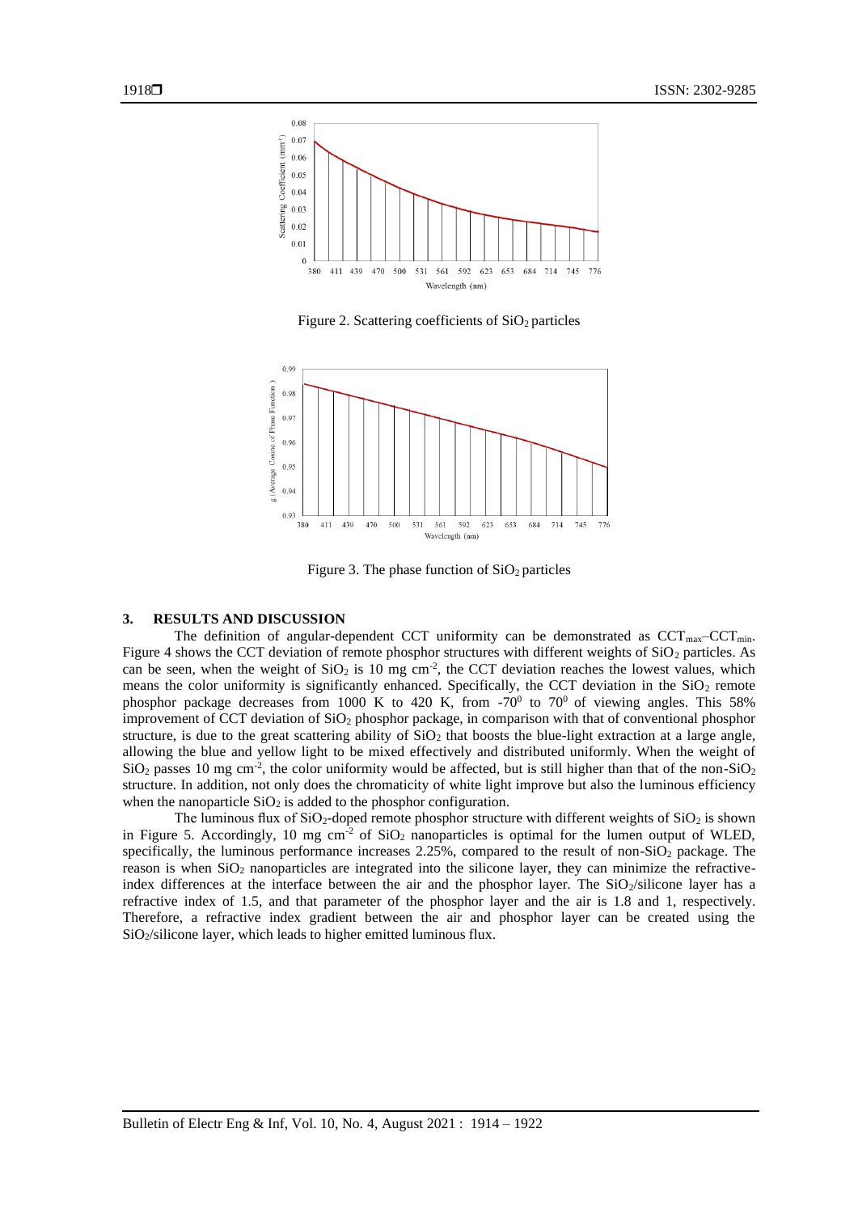Figure 2. Scattering coefficients of $SiO_2$ particles

Figure 3. The phase function of $SiO_2$ particles

## 3. RESULTS AND DISCUSSION

The definition of angular-dependent CCT uniformity can be demonstrated as $CCT_{max}$–$CCT_{min}$. Figure 4 shows the CCT deviation of remote phosphor structures with different weights of $SiO_2$ particles. As can be seen, when the weight of $SiO_2$ is 10 mg $cm^{-2}$, the CCT deviation reaches the lowest values, which means the color uniformity is significantly enhanced. Specifically, the CCT deviation in the $SiO_2$ remote phosphor package decreases from 1000 K to 420 K, from $-70^0$ to $70^0$ of viewing angles. This 58% improvement of CCT deviation of $SiO_2$ phosphor package, in comparison with that of conventional phosphor structure, is due to the great scattering ability of $SiO_2$ that boosts the blue-light extraction at a large angle, allowing the blue and yellow light to be mixed effectively and distributed uniformly. When the weight of $SiO_2$ passes 10 mg $cm^{-2}$, the color uniformity would be affected, but is still higher than that of the non-$SiO_2$ structure. In addition, not only does the chromaticity of white light improve but also the luminous efficiency when the nanoparticle $SiO_2$ is added to the phosphor configuration.

The luminous flux of $SiO_2$-doped remote phosphor structure with different weights of $SiO_2$ is shown in Figure 5. Accordingly, 10 mg $cm^{-2}$ of $SiO_2$ nanoparticles is optimal for the lumen output of WLED, specifically, the luminous performance increases 2.25%, compared to the result of non-$SiO_2$ package. The reason is when $SiO_2$ nanoparticles are integrated into the silicone layer, they can minimize the refractive-index differences at the interface between the air and the phosphor layer. The $SiO_2$/silicone layer has a refractive index of 1.5, and that parameter of the phosphor layer and the air is 1.8 and 1, respectively. Therefore, a refractive index gradient between the air and phosphor layer can be created using the $SiO_2$/silicone layer, which leads to higher emitted luminous flux.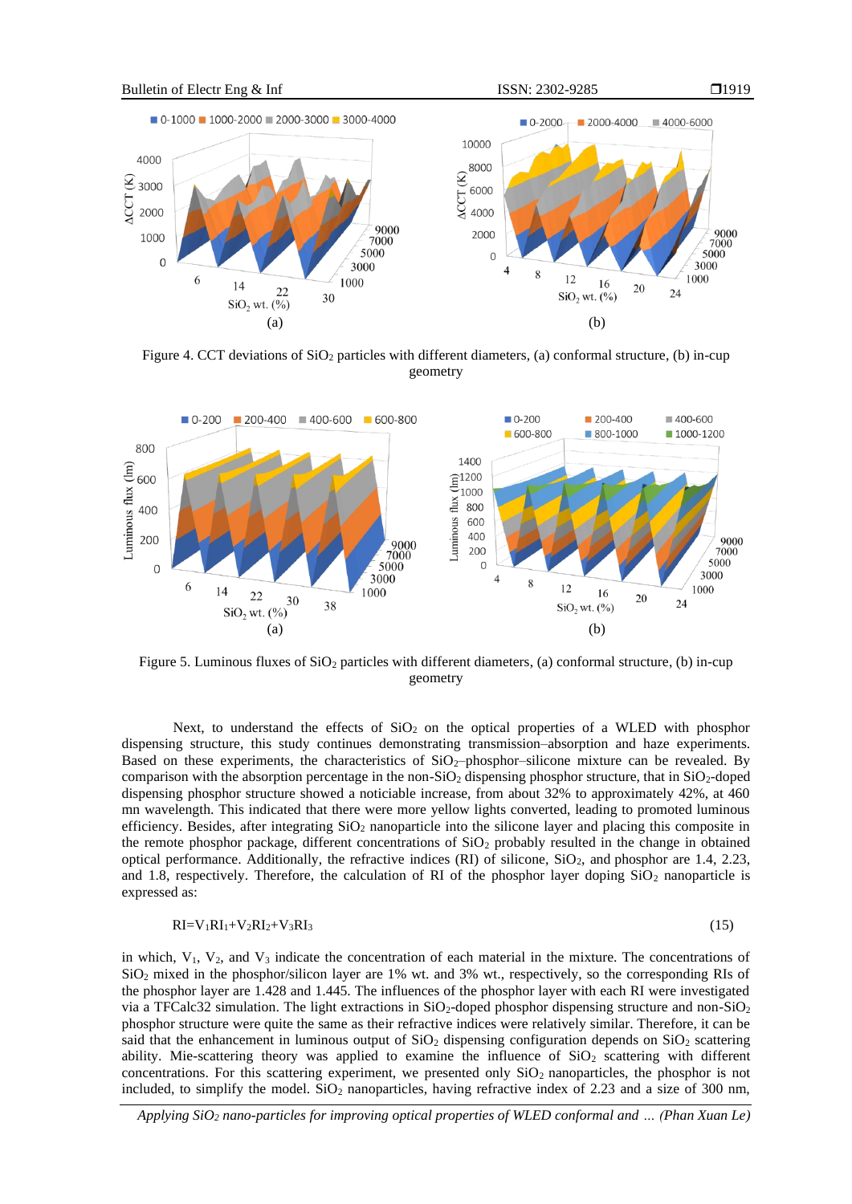Figure 4. CCT deviations of $SiO_2$ particles with different diameters, (a) conformal structure, (b) in-cup geometry

Figure 5. Luminous fluxes of $SiO_2$ particles with different diameters, (a) conformal structure, (b) in-cup geometry

Next, to understand the effects of $SiO_2$ on the optical properties of a WLED with phosphor dispensing structure, this study continues demonstrating transmission–absorption and haze experiments. Based on these experiments, the characteristics of $SiO_2$–phosphor–silicone mixture can be revealed. By comparison with the absorption percentage in the non-$SiO_2$ dispensing phosphor structure, that in $SiO_2$-doped dispensing phosphor structure showed a noticiable increase, from about 32% to approximately 42%, at 460 mn wavelength. This indicated that there were more yellow lights converted, leading to promoted luminous efficiency. Besides, after integrating $SiO_2$ nanoparticle into the silicone layer and placing this composite in the remote phosphor package, different concentrations of $SiO_2$ probably resulted in the change in obtained optical performance. Additionally, the refractive indices (RI) of silicone, $SiO_2$, and phosphor are 1.4, 2.23, and 1.8, respectively. Therefore, the calculation of RI of the phosphor layer doping $SiO_2$ nanoparticle is expressed as:

$$RI = V_1 RI_1 + V_2 RI_2 + V_3 RI_3 \tag{15}$$

in which, $V_1$, $V_2$, and $V_3$ indicate the concentration of each material in the mixture. The concentrations of $SiO_2$ mixed in the phosphor/silicon layer are 1% wt. and 3% wt., respectively, so the corresponding RIs of the phosphor layer are 1.428 and 1.445. The influences of the phosphor layer with each RI were investigated via a TFCalc32 simulation. The light extractions in $SiO_2$-doped phosphor dispensing structure and non-$SiO_2$ phosphor structure were quite the same as their refractive indices were relatively similar. Therefore, it can be said that the enhancement in luminous output of $SiO_2$ dispensing configuration depends on $SiO_2$ scattering ability. Mie-scattering theory was applied to examine the influence of $SiO_2$ scattering with different concentrations. For this scattering experiment, we presented only $SiO_2$ nanoparticles, the phosphor is not included, to simplify the model. $SiO_2$ nanoparticles, having refractive index of 2.23 and a size of 300 nm,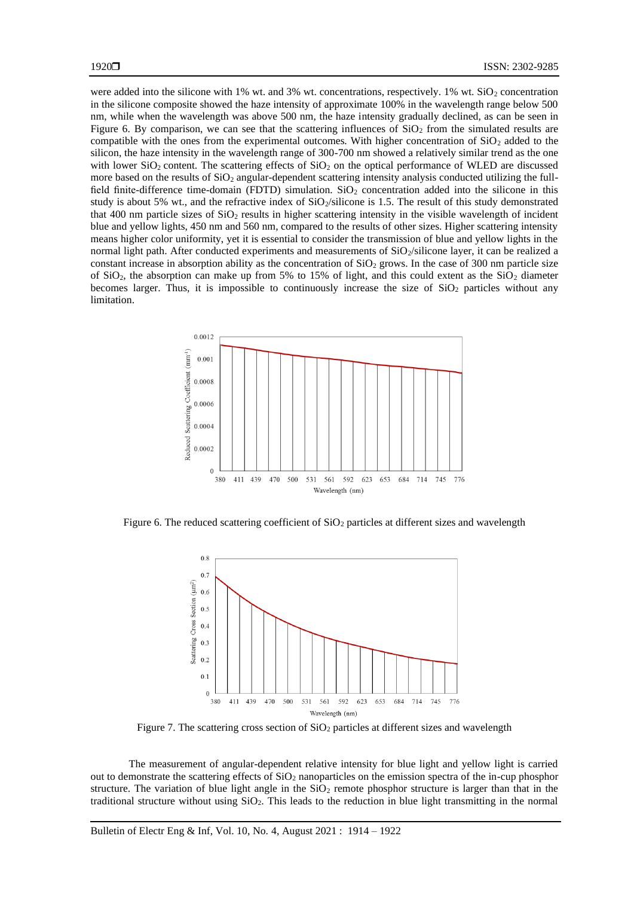were added into the silicone with 1% wt. and 3% wt. concentrations, respectively. 1% wt. $SiO_2$ concentration in the silicone composite showed the haze intensity of approximate 100% in the wavelength range below 500 nm, while when the wavelength was above 500 nm, the haze intensity gradually declined, as can be seen in Figure 6. By comparison, we can see that the scattering influences of $SiO_2$ from the simulated results are compatible with the ones from the experimental outcomes. With higher concentration of $SiO_2$ added to the silicon, the haze intensity in the wavelength range of 300-700 nm showed a relatively similar trend as the one with lower $SiO_2$ content. The scattering effects of $SiO_2$ on the optical performance of WLED are discussed more based on the results of $SiO_2$ angular-dependent scattering intensity analysis conducted utilizing the full-field finite-difference time-domain (FDTD) simulation. $SiO_2$ concentration added into the silicone in this study is about 5% wt., and the refractive index of $SiO_2$/silicone is 1.5. The result of this study demonstrated that 400 nm particle sizes of $SiO_2$ results in higher scattering intensity in the visible wavelength of incident blue and yellow lights, 450 nm and 560 nm, compared to the results of other sizes. Higher scattering intensity means higher color uniformity, yet it is essential to consider the transmission of blue and yellow lights in the normal light path. After conducted experiments and measurements of $SiO_2$/silicone layer, it can be realized a constant increase in absorption ability as the concentration of $SiO_2$ grows. In the case of 300 nm particle size of $SiO_2$, the absorption can make up from 5% to 15% of light, and this could extent as the $SiO_2$ diameter becomes larger. Thus, it is impossible to continuously increase the size of $SiO_2$ particles without any limitation.

Figure 6. The reduced scattering coefficient of $SiO_2$ particles at different sizes and wavelength

Figure 7. The scattering cross section of $SiO_2$ particles at different sizes and wavelength

The measurement of angular-dependent relative intensity for blue light and yellow light is carried out to demonstrate the scattering effects of $SiO_2$ nanoparticles on the emission spectra of the in-cup phosphor structure. The variation of blue light angle in the $SiO_2$ remote phosphor structure is larger than that in the traditional structure without using $SiO_2$. This leads to the reduction in blue light transmitting in the normal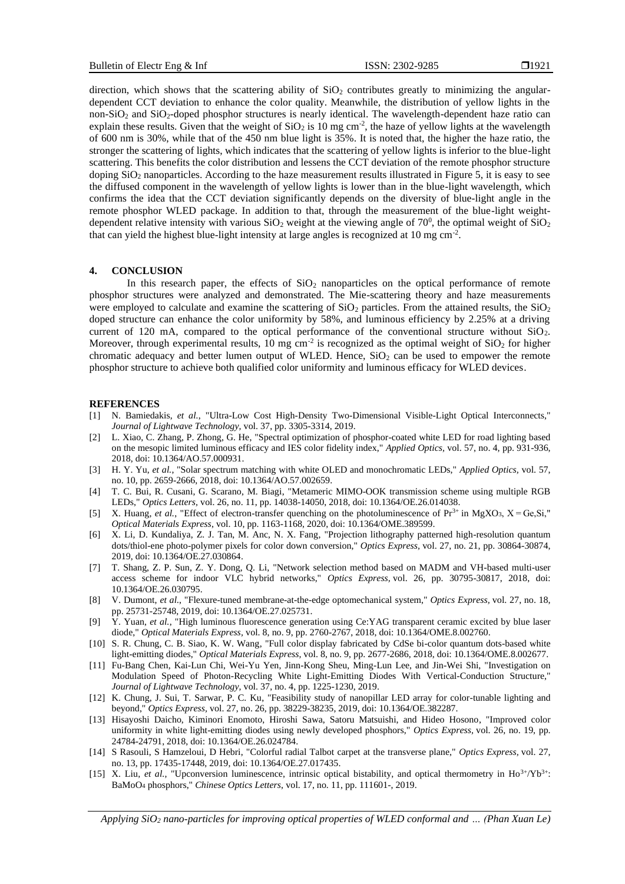direction, which shows that the scattering ability of $SiO_2$ contributes greatly to minimizing the angular-dependent CCT deviation to enhance the color quality. Meanwhile, the distribution of yellow lights in the non-$SiO_2$ and $SiO_2$-doped phosphor structures is nearly identical. The wavelength-dependent haze ratio can explain these results. Given that the weight of $SiO_2$ is 10 mg $cm^{-2}$, the haze of yellow lights at the wavelength of 600 nm is 30%, while that of the 450 nm blue light is 35%. It is noted that, the higher the haze ratio, the stronger the scattering of lights, which indicates that the scattering of yellow lights is inferior to the blue-light scattering. This benefits the color distribution and lessens the CCT deviation of the remote phosphor structure doping $SiO_2$ nanoparticles. According to the haze measurement results illustrated in Figure 5, it is easy to see the diffused component in the wavelength of yellow lights is lower than in the blue-light wavelength, which confirms the idea that the CCT deviation significantly depends on the diversity of blue-light angle in the remote phosphor WLED package. In addition to that, through the measurement of the blue-light weight-dependent relative intensity with various $SiO_2$ weight at the viewing angle of $70^0$, the optimal weight of $SiO_2$ that can yield the highest blue-light intensity at large angles is recognized at 10 mg $cm^{-2}$.

## 4. CONCLUSION

In this research paper, the effects of $SiO_2$ nanoparticles on the optical performance of remote phosphor structures were analyzed and demonstrated. The Mie-scattering theory and haze measurements were employed to calculate and examine the scattering of $SiO_2$ particles. From the attained results, the $SiO_2$ doped structure can enhance the color uniformity by 58%, and luminous efficiency by 2.25% at a driving current of 120 mA, compared to the optical performance of the conventional structure without $SiO_2$. Moreover, through experimental results, 10 mg $cm^{-2}$ is recognized as the optimal weight of $SiO_2$ for higher chromatic adequacy and better lumen output of WLED. Hence, $SiO_2$ can be used to empower the remote phosphor structure to achieve both qualified color uniformity and luminous efficacy for WLED devices.

## REFERENCES

[1] N. Bamiedakis, *et al.*, "Ultra-Low Cost High-Density Two-Dimensional Visible-Light Optical Interconnects," *Journal of Lightwave Technology*, vol. 37, pp. 3305-3314, 2019.

[2] L. Xiao, C. Zhang, P. Zhong, G. He, "Spectral optimization of phosphor-coated white LED for road lighting based on the mesopic limited luminous efficacy and IES color fidelity index," *Applied Optics*, vol. 57, no. 4, pp. 931-936, 2018, doi: 10.1364/AO.57.000931.

[3] H. Y. Yu, *et al.*, "Solar spectrum matching with white OLED and monochromatic LEDs," *Applied Optics*, vol. 57, no. 10, pp. 2659-2666, 2018, doi: 10.1364/AO.57.002659.

[4] T. C. Bui, R. Cusani, G. Scarano, M. Biagi, "Metameric MIMO-OOK transmission scheme using multiple RGB LEDs," *Optics Letters*, vol. 26, no. 11, pp. 14038-14050, 2018, doi: 10.1364/OE.26.014038.

[5] X. Huang, *et al.*, "Effect of electron-transfer quenching on the photoluminescence of $Pr^{3+}$ in $MgXO_3$, X = Ge,Si," *Optical Materials Express*, vol. 10, pp. 1163-1168, 2020, doi: 10.1364/OME.389599.

[6] X. Li, D. Kundaliya, Z. J. Tan, M. Anc, N. X. Fang, "Projection lithography patterned high-resolution quantum dots/thiol-ene photo-polymer pixels for color down conversion," *Optics Express*, vol. 27, no. 21, pp. 30864-30874, 2019, doi: 10.1364/OE.27.030864.

[7] T. Shang, Z. P. Sun, Z. Y. Dong, Q. Li, "Network selection method based on MADM and VH-based multi-user access scheme for indoor VLC hybrid networks," *Optics Express*, vol. 26, pp. 30795-30817, 2018, doi: 10.1364/OE.26.030795.

[8] V. Dumont, *et al.*, "Flexure-tuned membrane-at-the-edge optomechanical system," *Optics Express*, vol. 27, no. 18, pp. 25731-25748, 2019, doi: 10.1364/OE.27.025731.

[9] Y. Yuan, *et al.*, "High luminous fluorescence generation using Ce:YAG transparent ceramic excited by blue laser diode," *Optical Materials Express*, vol. 8, no. 9, pp. 2760-2767, 2018, doi: 10.1364/OME.8.002760.

[10] S. R. Chung, C. B. Siao, K. W. Wang, "Full color display fabricated by CdSe bi-color quantum dots-based white light-emitting diodes," *Optical Materials Express*, vol. 8, no. 9, pp. 2677-2686, 2018, doi: 10.1364/OME.8.002677.

[11] Fu-Bang Chen, Kai-Lun Chi, Wei-Yu Yen, Jinn-Kong Sheu, Ming-Lun Lee, and Jin-Wei Shi, "Investigation on Modulation Speed of Photon-Recycling White Light-Emitting Diodes With Vertical-Conduction Structure," *Journal of Lightwave Technology*, vol. 37, no. 4, pp. 1225-1230, 2019.

[12] K. Chung, J. Sui, T. Sarwar, P. C. Ku, "Feasibility study of nanopillar LED array for color-tunable lighting and beyond," *Optics Express*, vol. 27, no. 26, pp. 38229-38235, 2019, doi: 10.1364/OE.382287.

[13] Hisayoshi Daicho, Kiminori Enomoto, Hiroshi Sawa, Satoru Matsuishi, and Hideo Hosono, "Improved color uniformity in white light-emitting diodes using newly developed phosphors," *Optics Express*, vol. 26, no. 19, pp. 24784-24791, 2018, doi: 10.1364/OE.26.024784.

[14] S Rasouli, S Hamzeloui, D Hebri, "Colorful radial Talbot carpet at the transverse plane," *Optics Express*, vol. 27, no. 13, pp. 17435-17448, 2019, doi: 10.1364/OE.27.017435.

[15] X. Liu, *et al.*, "Upconversion luminescence, intrinsic optical bistability, and optical thermometry in $Ho^{3+}/Yb^{3+}$: $BaMoO_4$ phosphors," *Chinese Optics Letters*, vol. 17, no. 11, pp. 111601-, 2019.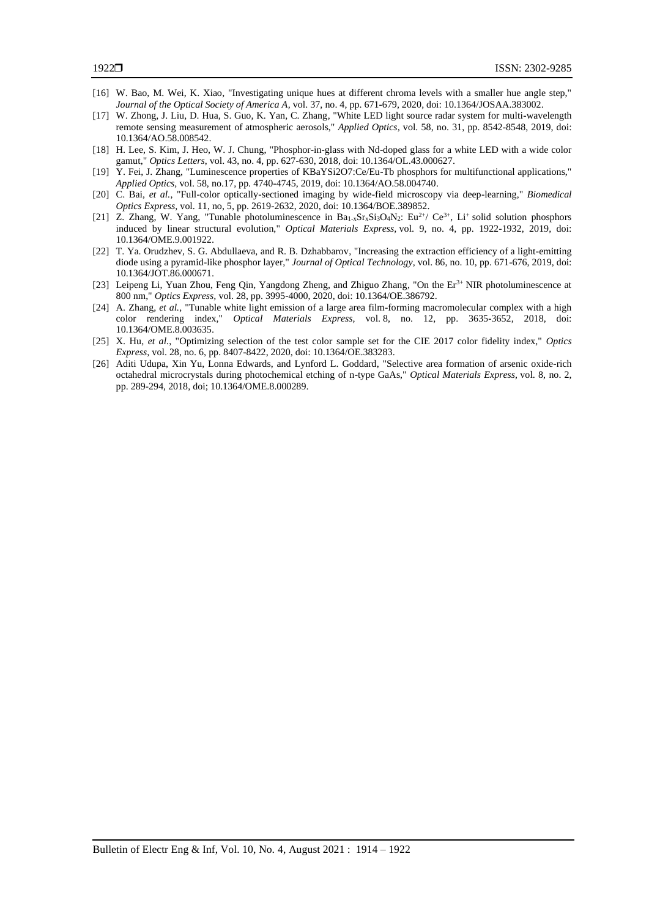[16] W. Bao, M. Wei, K. Xiao, "Investigating unique hues at different chroma levels with a smaller hue angle step," *Journal of the Optical Society of America A*, vol. 37, no. 4, pp. 671-679, 2020, doi: 10.1364/JOSAA.383002.

[17] W. Zhong, J. Liu, D. Hua, S. Guo, K. Yan, C. Zhang, "White LED light source radar system for multi-wavelength remote sensing measurement of atmospheric aerosols," *Applied Optics*, vol. 58, no. 31, pp. 8542-8548, 2019, doi: 10.1364/AO.58.008542.

[18] H. Lee, S. Kim, J. Heo, W. J. Chung, "Phosphor-in-glass with Nd-doped glass for a white LED with a wide color gamut," *Optics Letters*, vol. 43, no. 4, pp. 627-630, 2018, doi: 10.1364/OL.43.000627.

[19] Y. Fei, J. Zhang, "Luminescence properties of KBaYSi2O7:Ce/Eu-Tb phosphors for multifunctional applications," *Applied Optics*, vol. 58, no.17, pp. 4740-4745, 2019, doi: 10.1364/AO.58.004740.

[20] C. Bai, *et al.*, "Full-color optically-sectioned imaging by wide-field microscopy via deep-learning," *Biomedical Optics Express*, vol. 11, no, 5, pp. 2619-2632, 2020, doi: 10.1364/BOE.389852.

[21] Z. Zhang, W. Yang, "Tunable photoluminescence in $Ba_{1-x}Sr_xSi_3O_4N_2$: $Eu^{2+}$/ $Ce^{3+}$, $Li^+$ solid solution phosphors induced by linear structural evolution," *Optical Materials Express*, vol. 9, no. 4, pp. 1922-1932, 2019, doi: 10.1364/OME.9.001922.

[22] T. Ya. Orudzhev, S. G. Abdullaeva, and R. B. Dzhabbarov, "Increasing the extraction efficiency of a light-emitting diode using a pyramid-like phosphor layer," *Journal of Optical Technology*, vol. 86, no. 10, pp. 671-676, 2019, doi: 10.1364/JOT.86.000671.

[23] Leipeng Li, Yuan Zhou, Feng Qin, Yangdong Zheng, and Zhiguo Zhang, "On the $Er^{3+}$ NIR photoluminescence at 800 nm," *Optics Express*, vol. 28, pp. 3995-4000, 2020, doi: 10.1364/OE.386792.

[24] A. Zhang, *et al.*, "Tunable white light emission of a large area film-forming macromolecular complex with a high color rendering index," *Optical Materials Express*, vol. 8, no. 12, pp. 3635-3652, 2018, doi: 10.1364/OME.8.003635.

[25] X. Hu, *et al.*, "Optimizing selection of the test color sample set for the CIE 2017 color fidelity index," *Optics Express*, vol. 28, no. 6, pp. 8407-8422, 2020, doi: 10.1364/OE.383283.

[26] Aditi Udupa, Xin Yu, Lonna Edwards, and Lynford L. Goddard, "Selective area formation of arsenic oxide-rich octahedral microcrystals during photochemical etching of n-type GaAs," *Optical Materials Express*, vol. 8, no. 2, pp. 289-294, 2018, doi; 10.1364/OME.8.000289.